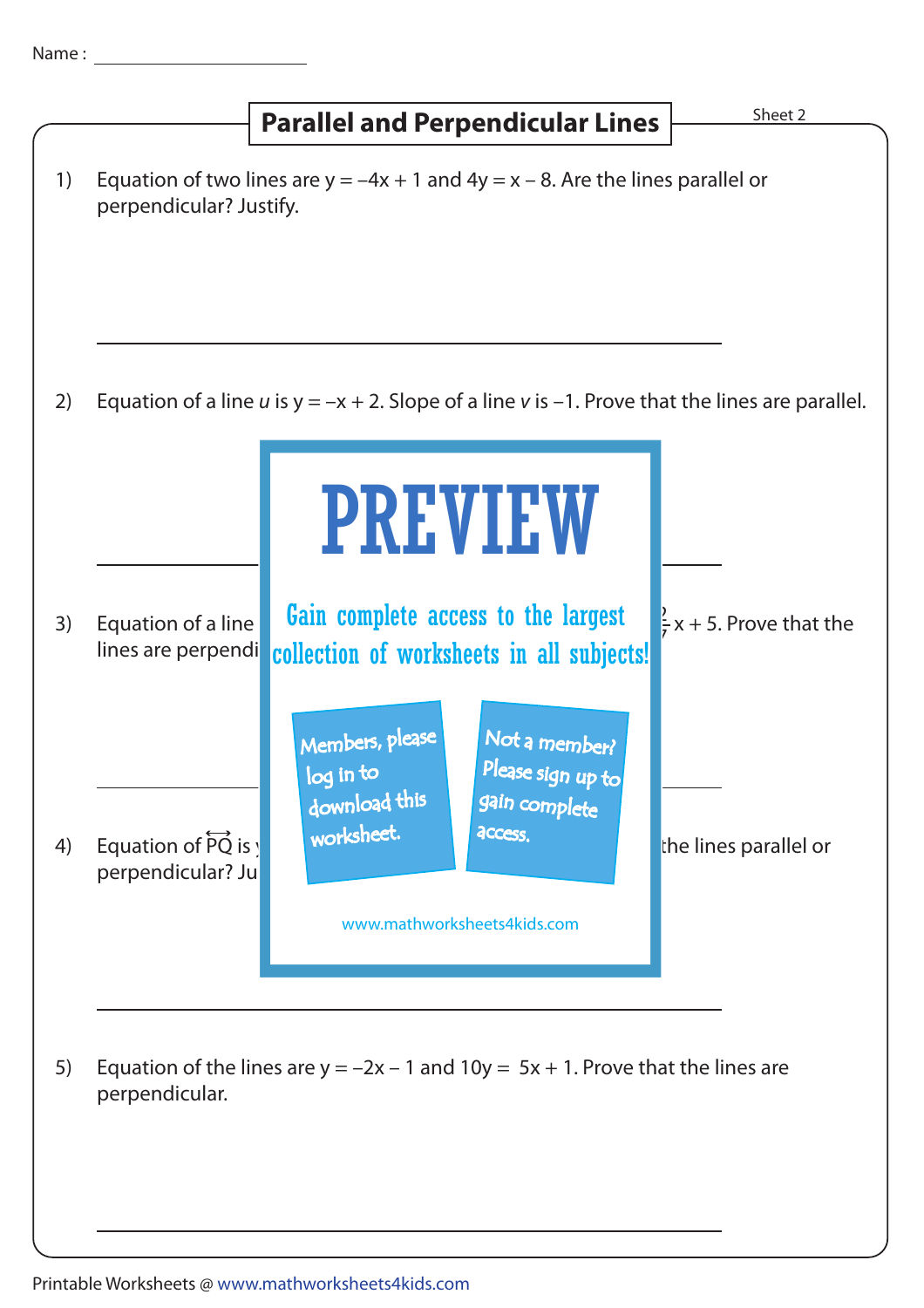Name : ____________________

# Parallel and Perpendicular Lines

Sheet 2

1) Equation of two lines are $y = -4x + 1$ and $4y = x - 8$. Are the lines parallel or perpendicular? Justify.

______________________________________________

2) Equation of a line $u$ is $y = -x + 2$. Slope of a line $v$ is $-1$. Prove that the lines are parallel.

______________________________________________

3) Equation of a line ... $\frac{2}{7}x + 5$. Prove that the lines are perpendi...

PREVIEW

Gain complete access to the largest collection of worksheets in all subjects!

Members, please log in to download this worksheet.

Not a member? Please sign up to gain complete access.

www.mathworksheets4kids.com

______________________________________________

4) Equation of $\overleftrightarrow{PQ}$ is ... the lines parallel or perpendicular? Ju...

______________________________________________

5) Equation of the lines are $y = -2x - 1$ and $10y = 5x + 1$. Prove that the lines are perpendicular.

______________________________________________

Printable Worksheets @ www.mathworksheets4kids.com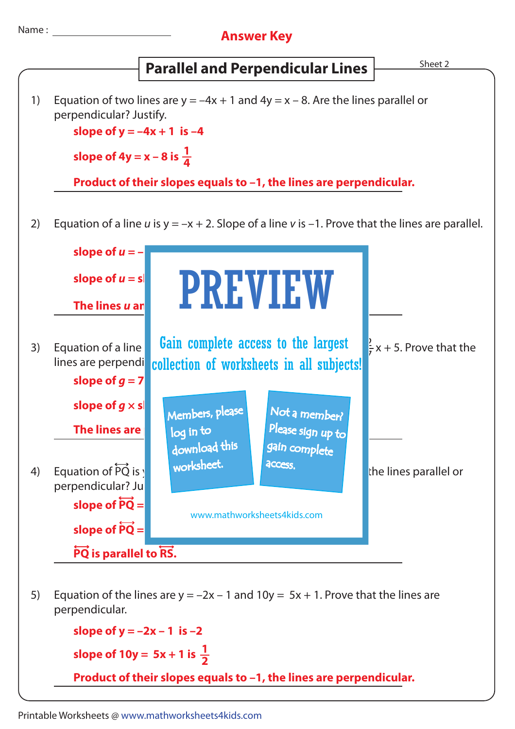Name : ______________________

**Answer Key**

# Parallel and Perpendicular Lines

Sheet 2

1) Equation of two lines are $y = -4x + 1$ and $4y = x - 8$. Are the lines parallel or perpendicular? Justify.

**slope of $y = -4x + 1$ is $-4$**

**slope of $4y = x - 8$ is $\frac{1}{4}$**

**Product of their slopes equals to $-1$, the lines are perpendicular.**

2) Equation of a line *u* is $y = -x + 2$. Slope of a line *v* is $-1$. Prove that the lines are parallel.

**slope of *u* = –**

**slope of *u* = sl**

**The lines *u* ar**

3) Equation of a line ... $\frac{?}{7}x + 5$. Prove that the lines are perpendi...

**slope of *g* = 7**

**slope of *g* × sl**

**The lines are**

4) Equation of $\overleftrightarrow{PQ}$ is y ... the lines parallel or perpendicular? Ju...

**slope of $\overleftrightarrow{PQ}$ =**

**slope of $\overleftrightarrow{PQ}$ =**

**$\overleftrightarrow{PQ}$ is parallel to $\overleftrightarrow{RS}$.**

PREVIEW

Gain complete access to the largest collection of worksheets in all subjects!

Members, please log in to download this worksheet.

Not a member? Please sign up to gain complete access.

www.mathworksheets4kids.com

5) Equation of the lines are $y = -2x - 1$ and $10y = 5x + 1$. Prove that the lines are perpendicular.

**slope of $y = -2x - 1$ is $-2$**

**slope of $10y = 5x + 1$ is $\frac{1}{2}$**

**Product of their slopes equals to $-1$, the lines are perpendicular.**